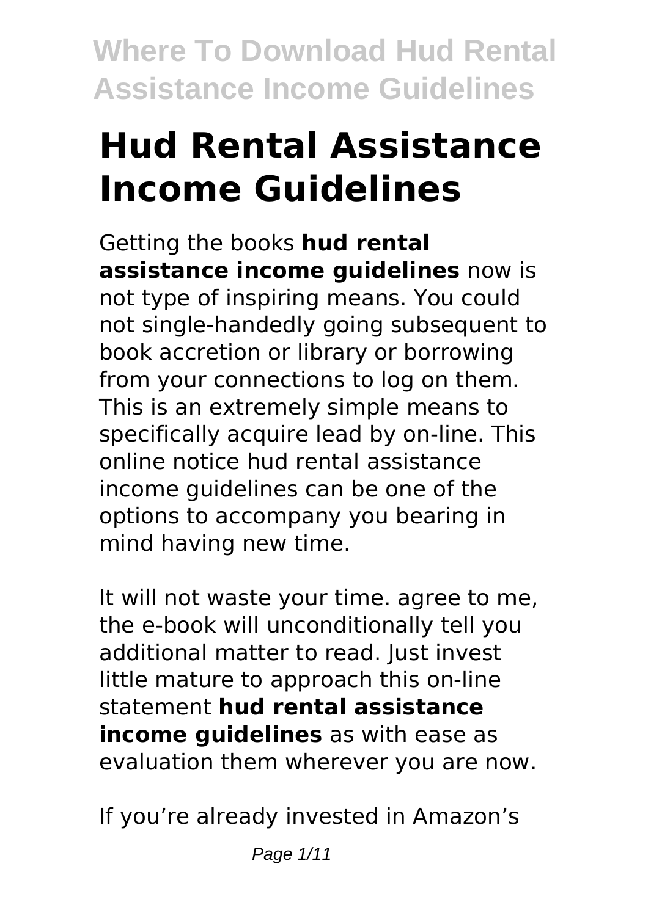# Hud Rental Assistance Income Guidelines

Getting the books **hud rental assistance income guidelines** now is not type of inspiring means. You could not single-handedly going subsequent to book accretion or library or borrowing from your connections to log on them. This is an extremely simple means to specifically acquire lead by on-line. This online notice hud rental assistance income guidelines can be one of the options to accompany you bearing in mind having new time.

It will not waste your time. agree to me, the e-book will unconditionally tell you additional matter to read. Just invest little mature to approach this on-line statement **hud rental assistance income guidelines** as with ease as evaluation them wherever you are now.

If you're already invested in Amazon's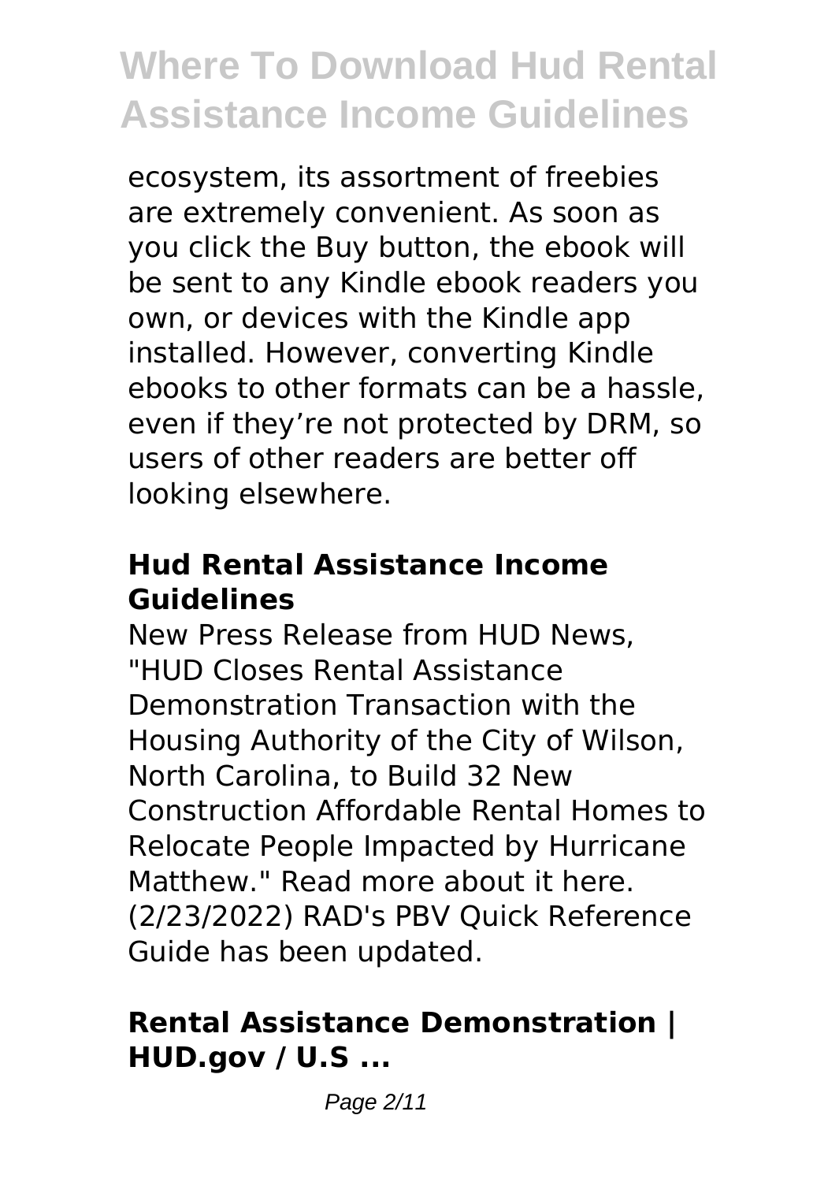ecosystem, its assortment of freebies are extremely convenient. As soon as you click the Buy button, the ebook will be sent to any Kindle ebook readers you own, or devices with the Kindle app installed. However, converting Kindle ebooks to other formats can be a hassle, even if they're not protected by DRM, so users of other readers are better off looking elsewhere.

### Hud Rental Assistance Income Guidelines

New Press Release from HUD News, "HUD Closes Rental Assistance Demonstration Transaction with the Housing Authority of the City of Wilson, North Carolina, to Build 32 New Construction Affordable Rental Homes to Relocate People Impacted by Hurricane Matthew." Read more about it here. (2/23/2022) RAD's PBV Quick Reference Guide has been updated.

### Rental Assistance Demonstration | HUD.gov / U.S ...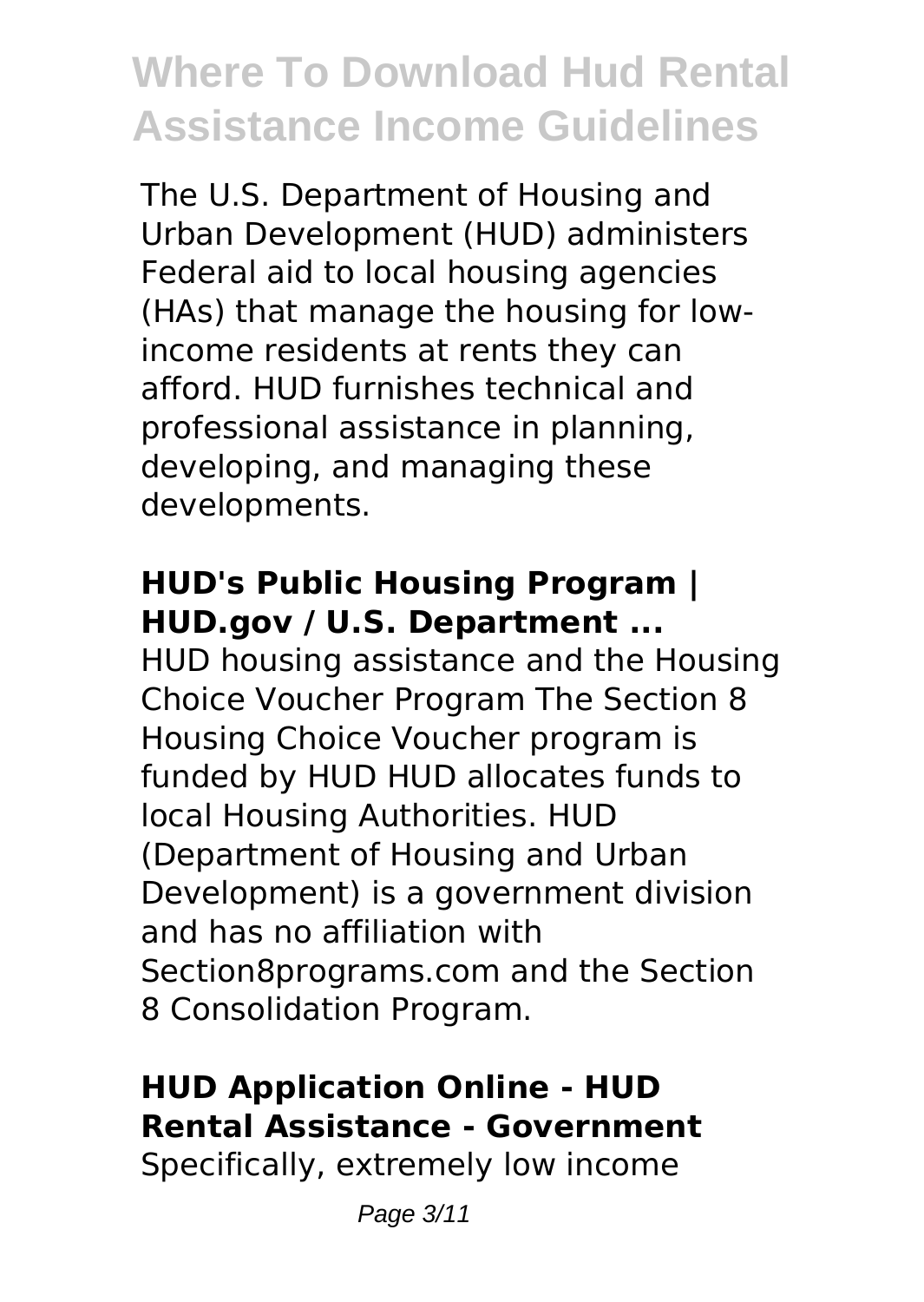The U.S. Department of Housing and Urban Development (HUD) administers Federal aid to local housing agencies (HAs) that manage the housing for low-income residents at rents they can afford. HUD furnishes technical and professional assistance in planning, developing, and managing these developments.

## HUD's Public Housing Program | HUD.gov / U.S. Department ...

HUD housing assistance and the Housing Choice Voucher Program The Section 8 Housing Choice Voucher program is funded by HUD HUD allocates funds to local Housing Authorities. HUD (Department of Housing and Urban Development) is a government division and has no affiliation with Section8programs.com and the Section 8 Consolidation Program.

## HUD Application Online - HUD Rental Assistance - Government

Specifically, extremely low income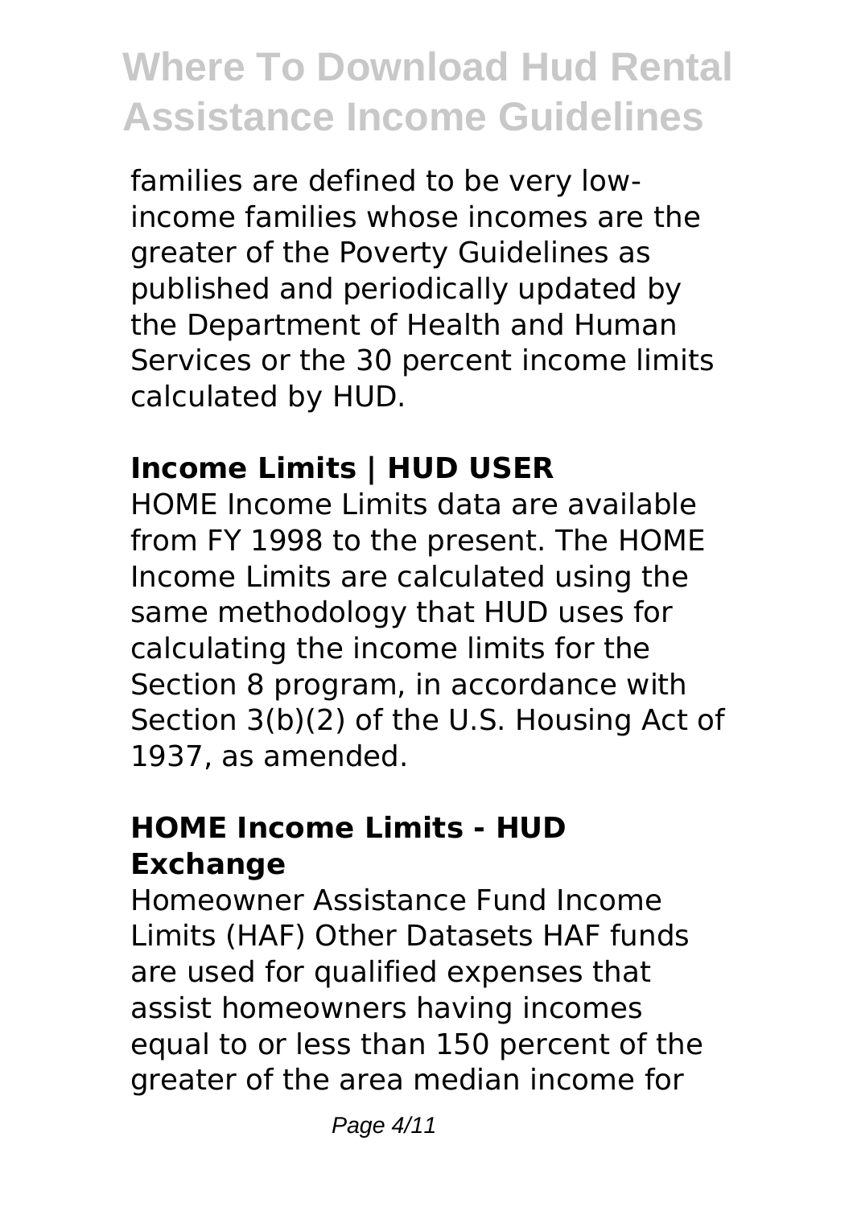families are defined to be very low-income families whose incomes are the greater of the Poverty Guidelines as published and periodically updated by the Department of Health and Human Services or the 30 percent income limits calculated by HUD.

## Income Limits | HUD USER

HOME Income Limits data are available from FY 1998 to the present. The HOME Income Limits are calculated using the same methodology that HUD uses for calculating the income limits for the Section 8 program, in accordance with Section 3(b)(2) of the U.S. Housing Act of 1937, as amended.

## HOME Income Limits - HUD Exchange

Homeowner Assistance Fund Income Limits (HAF) Other Datasets HAF funds are used for qualified expenses that assist homeowners having incomes equal to or less than 150 percent of the greater of the area median income for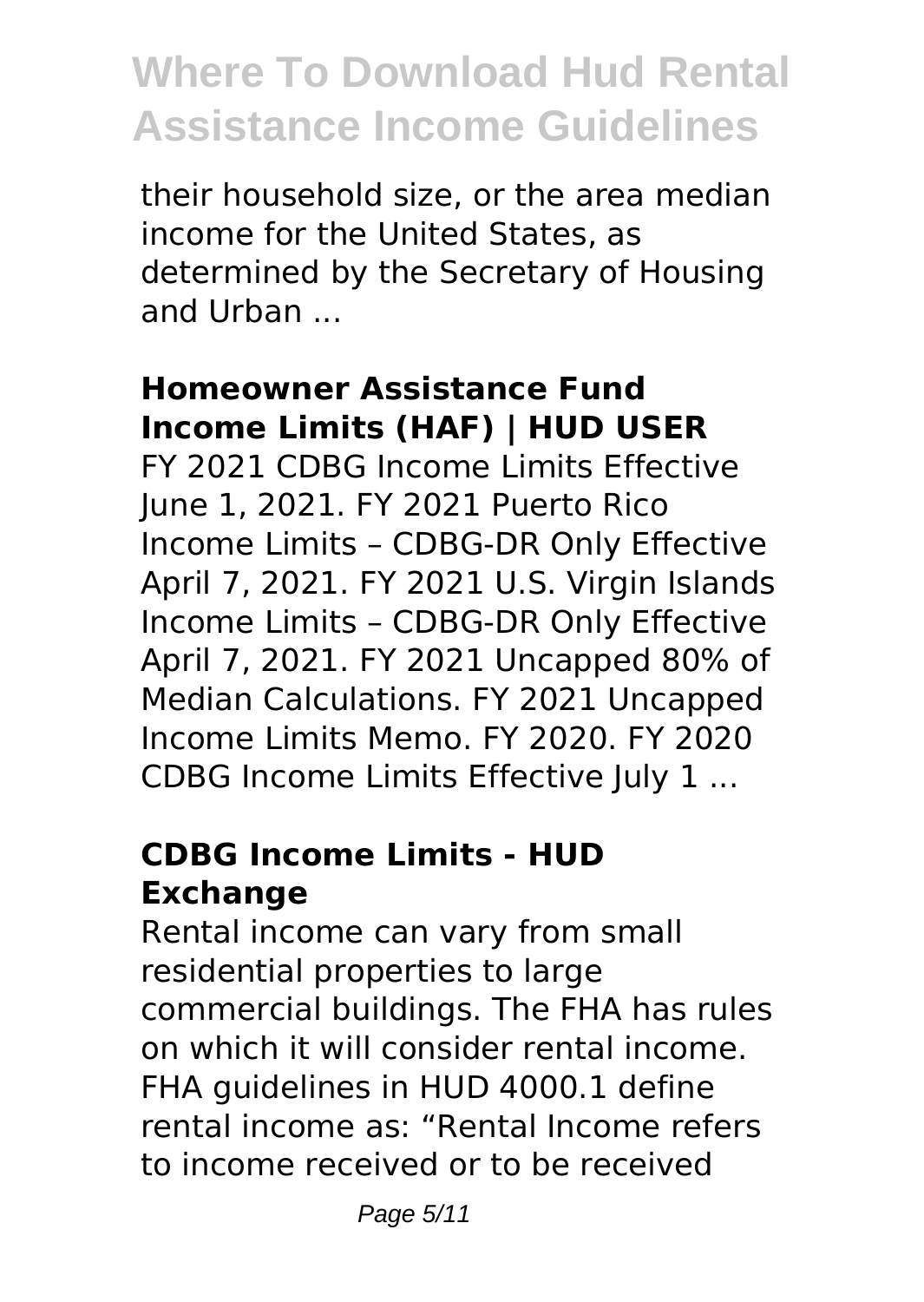their household size, or the area median income for the United States, as determined by the Secretary of Housing and Urban ...

### Homeowner Assistance Fund Income Limits (HAF) | HUD USER

FY 2021 CDBG Income Limits Effective June 1, 2021. FY 2021 Puerto Rico Income Limits – CDBG-DR Only Effective April 7, 2021. FY 2021 U.S. Virgin Islands Income Limits – CDBG-DR Only Effective April 7, 2021. FY 2021 Uncapped 80% of Median Calculations. FY 2021 Uncapped Income Limits Memo. FY 2020. FY 2020 CDBG Income Limits Effective July 1 ...

### CDBG Income Limits - HUD Exchange

Rental income can vary from small residential properties to large commercial buildings. The FHA has rules on which it will consider rental income. FHA guidelines in HUD 4000.1 define rental income as: "Rental Income refers to income received or to be received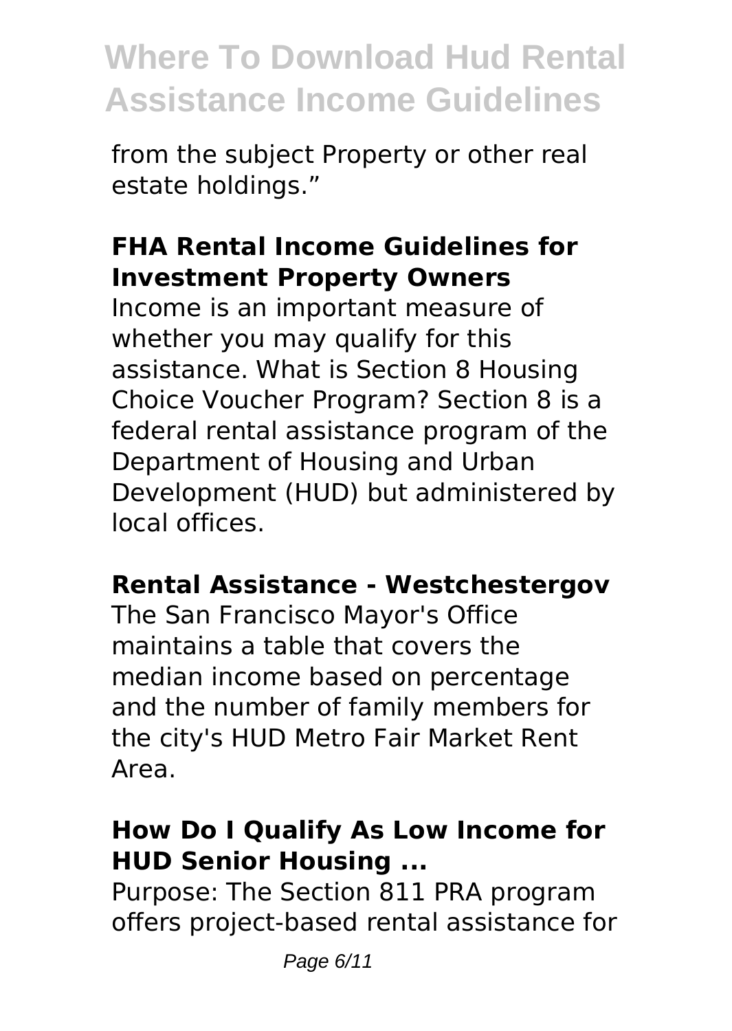from the subject Property or other real estate holdings."

### FHA Rental Income Guidelines for Investment Property Owners

Income is an important measure of whether you may qualify for this assistance. What is Section 8 Housing Choice Voucher Program? Section 8 is a federal rental assistance program of the Department of Housing and Urban Development (HUD) but administered by local offices.

### Rental Assistance - Westchestergov

The San Francisco Mayor's Office maintains a table that covers the median income based on percentage and the number of family members for the city's HUD Metro Fair Market Rent Area.

### How Do I Qualify As Low Income for HUD Senior Housing ...

Purpose: The Section 811 PRA program offers project-based rental assistance for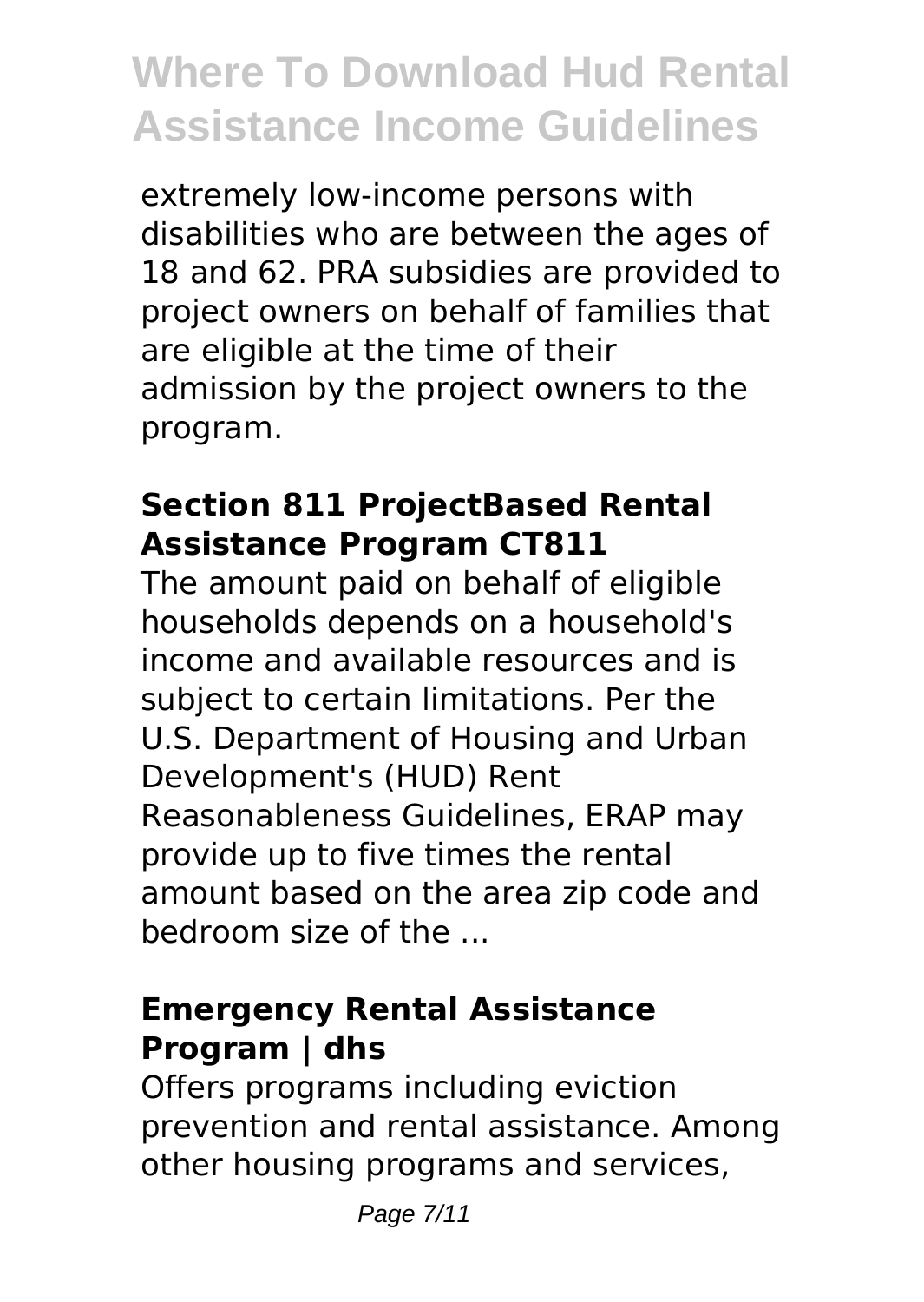extremely low-income persons with disabilities who are between the ages of 18 and 62. PRA subsidies are provided to project owners on behalf of families that are eligible at the time of their admission by the project owners to the program.

### Section 811 ProjectBased Rental Assistance Program CT811

The amount paid on behalf of eligible households depends on a household's income and available resources and is subject to certain limitations. Per the U.S. Department of Housing and Urban Development's (HUD) Rent Reasonableness Guidelines, ERAP may provide up to five times the rental amount based on the area zip code and bedroom size of the ...

### Emergency Rental Assistance Program | dhs

Offers programs including eviction prevention and rental assistance. Among other housing programs and services,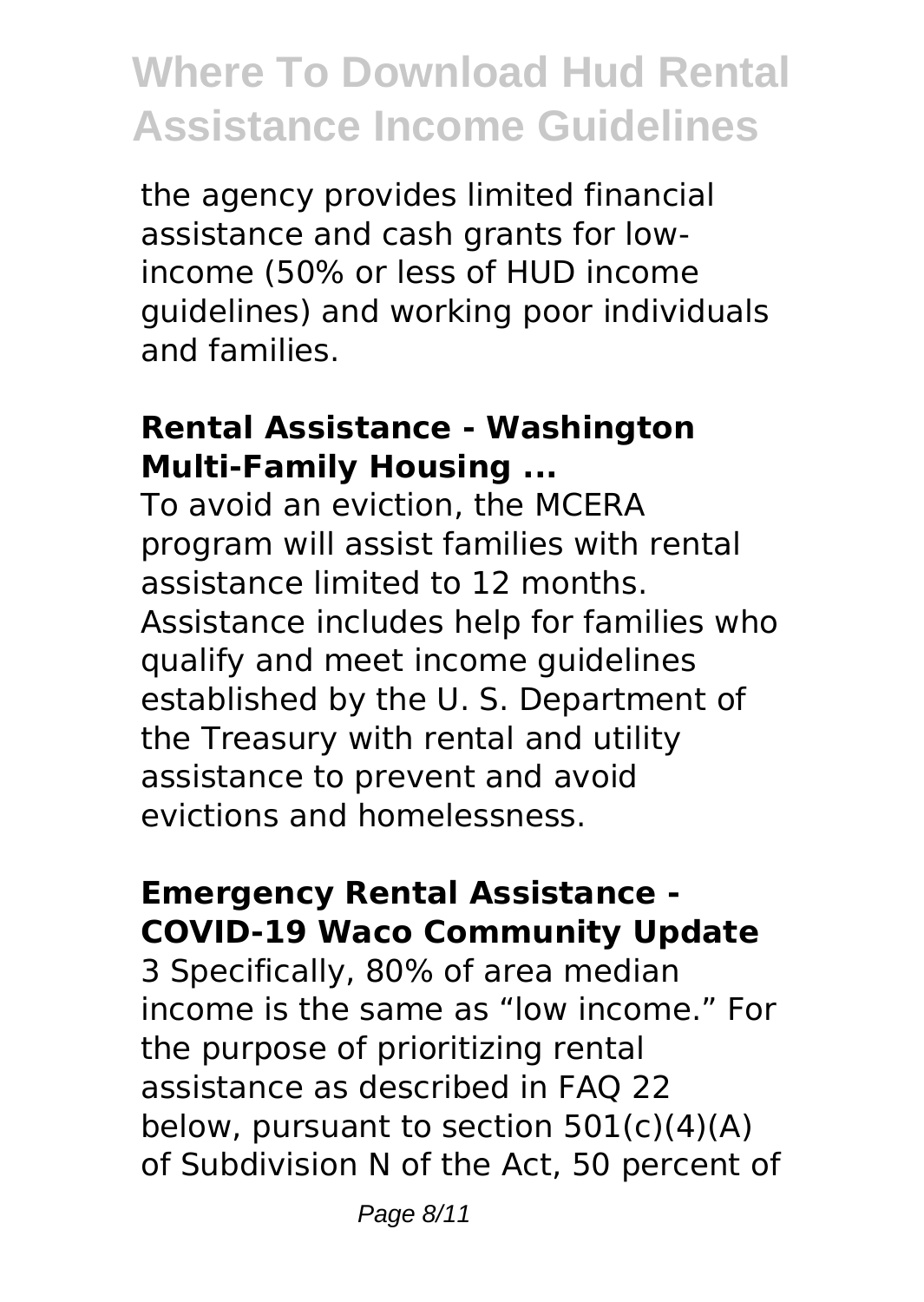the agency provides limited financial assistance and cash grants for low-income (50% or less of HUD income guidelines) and working poor individuals and families.

### Rental Assistance - Washington Multi-Family Housing ...

To avoid an eviction, the MCERA program will assist families with rental assistance limited to 12 months. Assistance includes help for families who qualify and meet income guidelines established by the U. S. Department of the Treasury with rental and utility assistance to prevent and avoid evictions and homelessness.

### Emergency Rental Assistance - COVID-19 Waco Community Update

3 Specifically, 80% of area median income is the same as "low income." For the purpose of prioritizing rental assistance as described in FAQ 22 below, pursuant to section 501(c)(4)(A) of Subdivision N of the Act, 50 percent of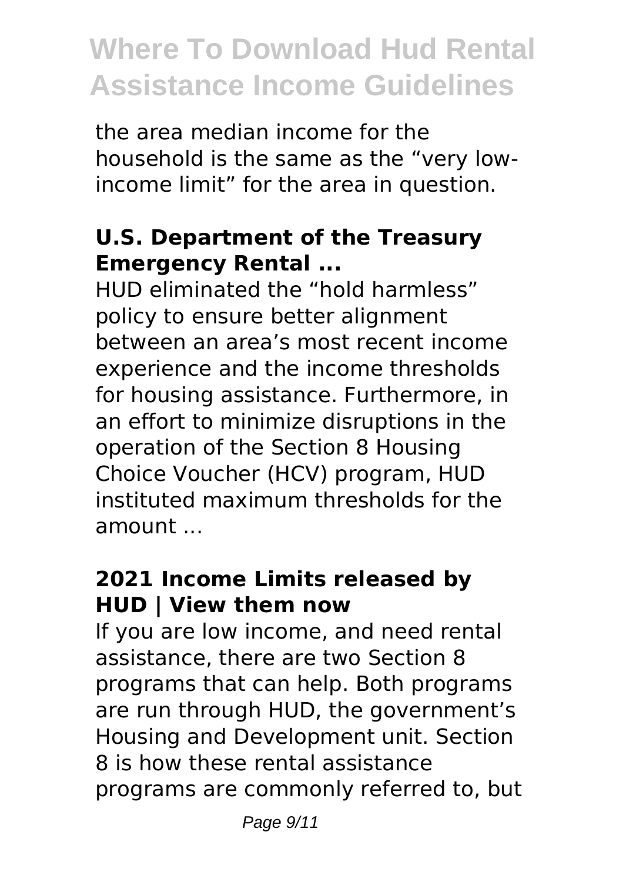the area median income for the household is the same as the "very low-income limit" for the area in question.

### U.S. Department of the Treasury Emergency Rental ...

HUD eliminated the "hold harmless" policy to ensure better alignment between an area's most recent income experience and the income thresholds for housing assistance. Furthermore, in an effort to minimize disruptions in the operation of the Section 8 Housing Choice Voucher (HCV) program, HUD instituted maximum thresholds for the amount ...

### 2021 Income Limits released by HUD | View them now

If you are low income, and need rental assistance, there are two Section 8 programs that can help. Both programs are run through HUD, the government's Housing and Development unit. Section 8 is how these rental assistance programs are commonly referred to, but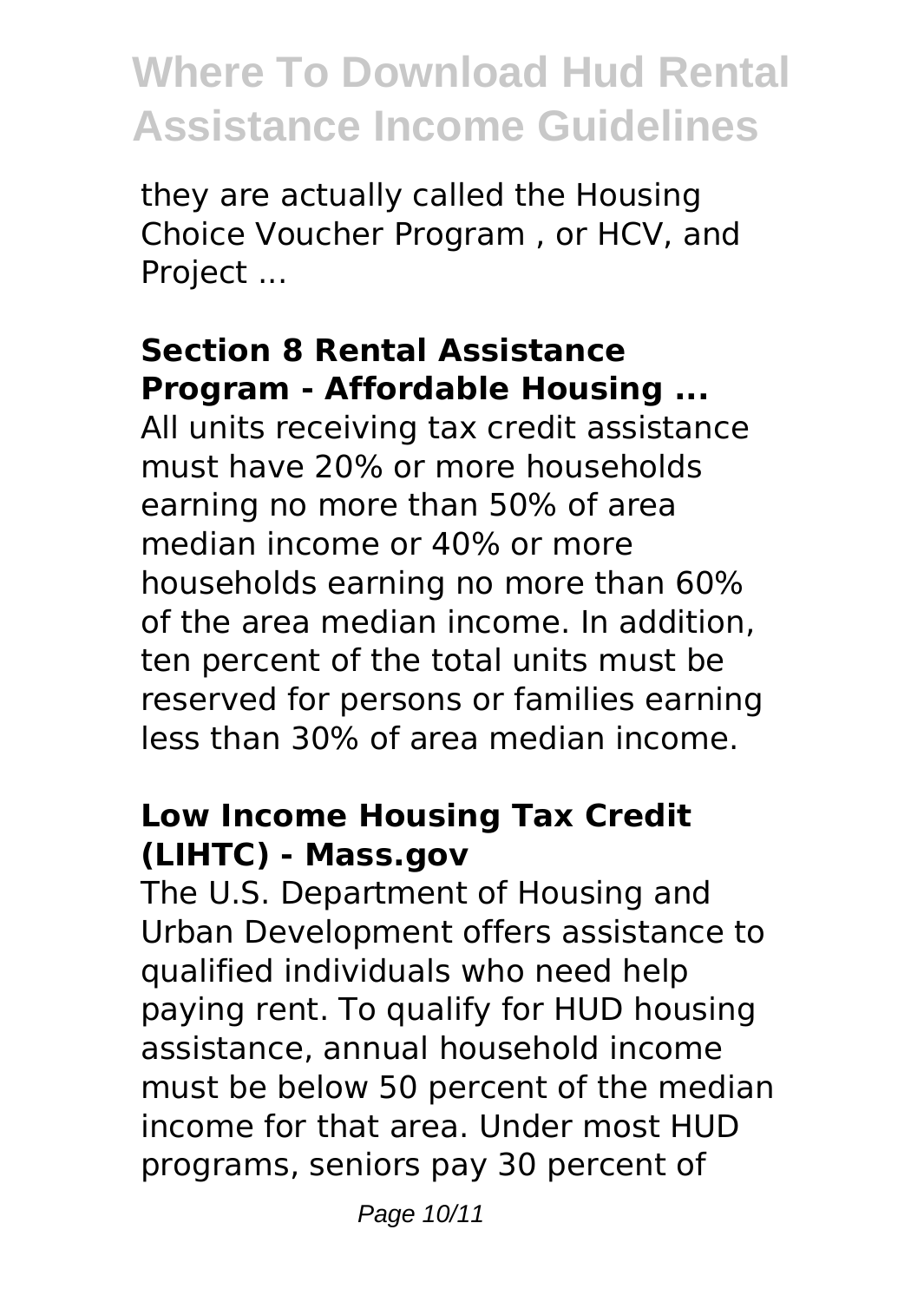they are actually called the Housing Choice Voucher Program , or HCV, and Project ...

### Section 8 Rental Assistance Program - Affordable Housing ...

All units receiving tax credit assistance must have 20% or more households earning no more than 50% of area median income or 40% or more households earning no more than 60% of the area median income. In addition, ten percent of the total units must be reserved for persons or families earning less than 30% of area median income.

### Low Income Housing Tax Credit (LIHTC) - Mass.gov

The U.S. Department of Housing and Urban Development offers assistance to qualified individuals who need help paying rent. To qualify for HUD housing assistance, annual household income must be below 50 percent of the median income for that area. Under most HUD programs, seniors pay 30 percent of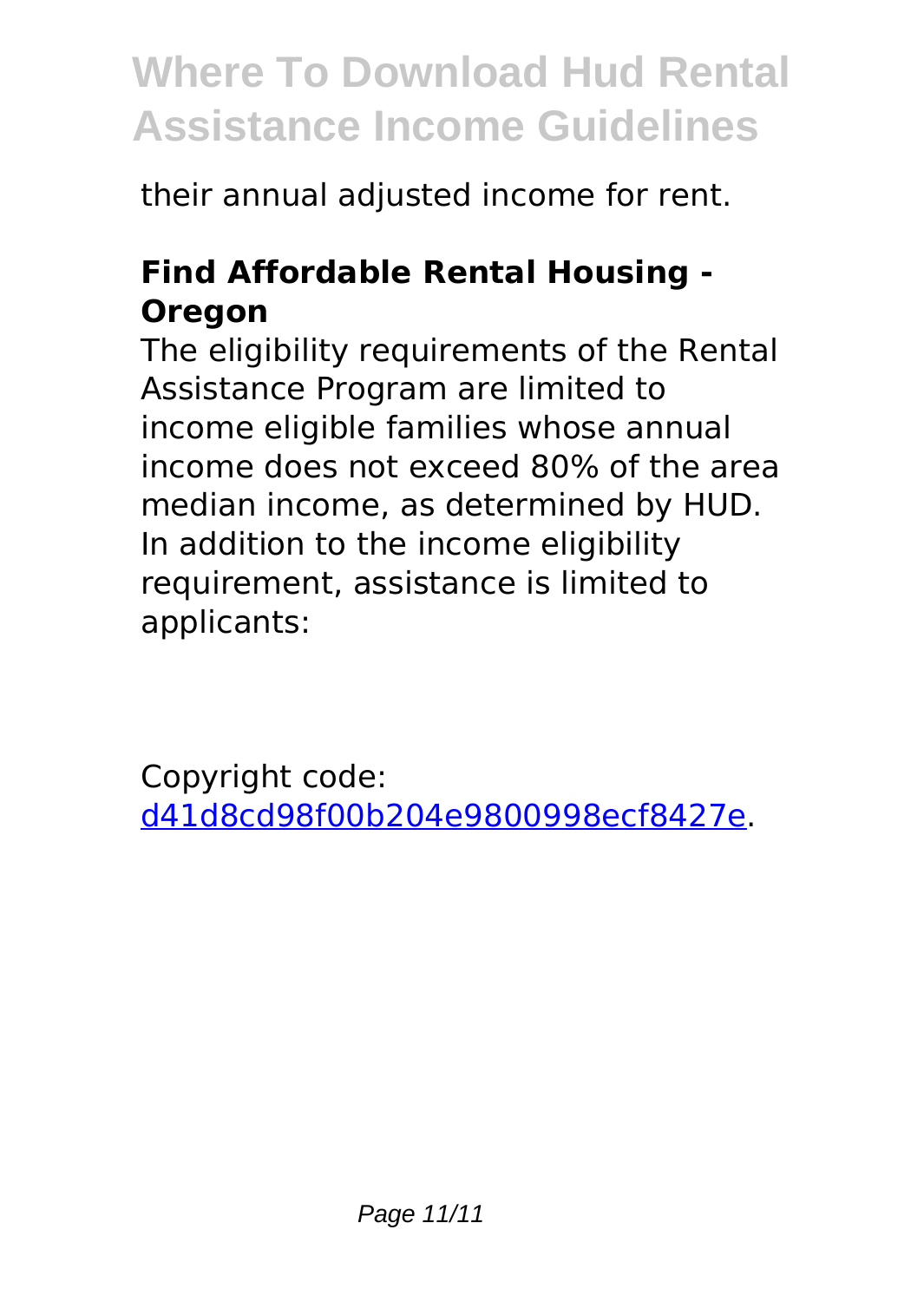their annual adjusted income for rent.

**Find Affordable Rental Housing - Oregon**

The eligibility requirements of the Rental Assistance Program are limited to income eligible families whose annual income does not exceed 80% of the area median income, as determined by HUD. In addition to the income eligibility requirement, assistance is limited to applicants:

Copyright code: d41d8cd98f00b204e9800998ecf8427e.